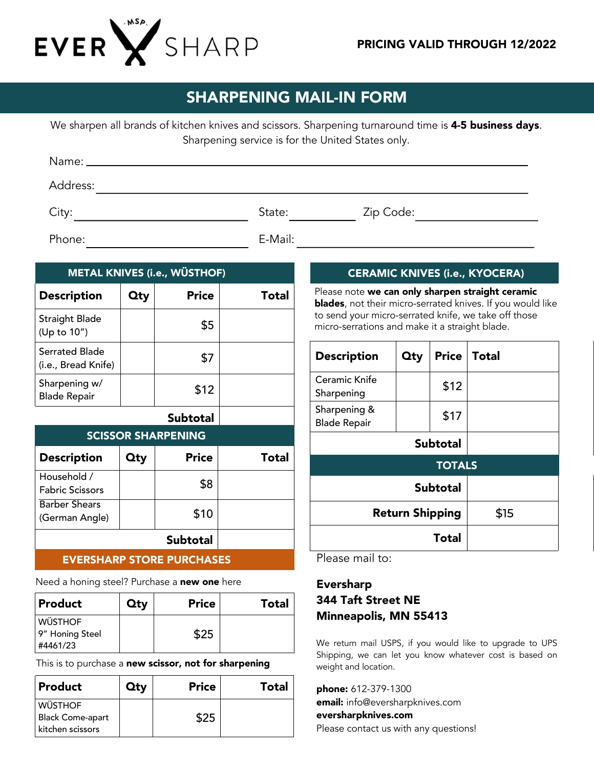EVER SHARP · MSP ·

**PRICING VALID THROUGH 12/2022**

# SHARPENING MAIL-IN FORM

We sharpen all brands of kitchen knives and scissors. Sharpening turnaround time is **4-5 business days**. Sharpening service is for the United States only.

Name: ____________________

Address: ____________________

City: ____________________ State: __________ Zip Code: ____________________

Phone: ____________________ E-Mail: ____________________

## METAL KNIVES (i.e., WÜSTHOF)

| Description | Qty | Price | Total |
|---|---|---|---|
| Straight Blade (Up to 10") | | $5 | |
| Serrated Blade (i.e., Bread Knife) | | $7 | |
| Sharpening w/ Blade Repair | | $12 | |
| | | **Subtotal** | |

## SCISSOR SHARPENING

| Description | Qty | Price | Total |
|---|---|---|---|
| Household / Fabric Scissors | | $8 | |
| Barber Shears (German Angle) | | $10 | |
| | | **Subtotal** | |

## EVERSHARP STORE PURCHASES

Need a honing steel? Purchase a **new one** here

| Product | Qty | Price | Total |
|---|---|---|---|
| WÜSTHOF 9" Honing Steel #4461/23 | | $25 | |

This is to purchase a **new scissor, not for sharpening**

| Product | Qty | Price | Total |
|---|---|---|---|
| WÜSTHOF Black Come-apart kitchen scissors | | $25 | |

## CERAMIC KNIVES (i.e., KYOCERA)

Please note **we can only sharpen straight ceramic blades**, not their micro-serrated knives. If you would like to send your micro-serrated knife, we take off those micro-serrations and make it a straight blade.

| Description | Qty | Price | Total |
|---|---|---|---|
| Ceramic Knife Sharpening | | $12 | |
| Sharpening & Blade Repair | | $17 | |
| | | **Subtotal** | |

## TOTALS

| | |
|---|---|
| **Subtotal** | |
| **Return Shipping** | $15 |
| **Total** | |

Please mail to:

**Eversharp**
**344 Taft Street NE**
**Minneapolis, MN 55413**

We return mail USPS, if you would like to upgrade to UPS Shipping, we can let you know whatever cost is based on weight and location.

**phone:** 612-379-1300
**email:** info@eversharpknives.com
**eversharpknives.com**
Please contact us with any questions!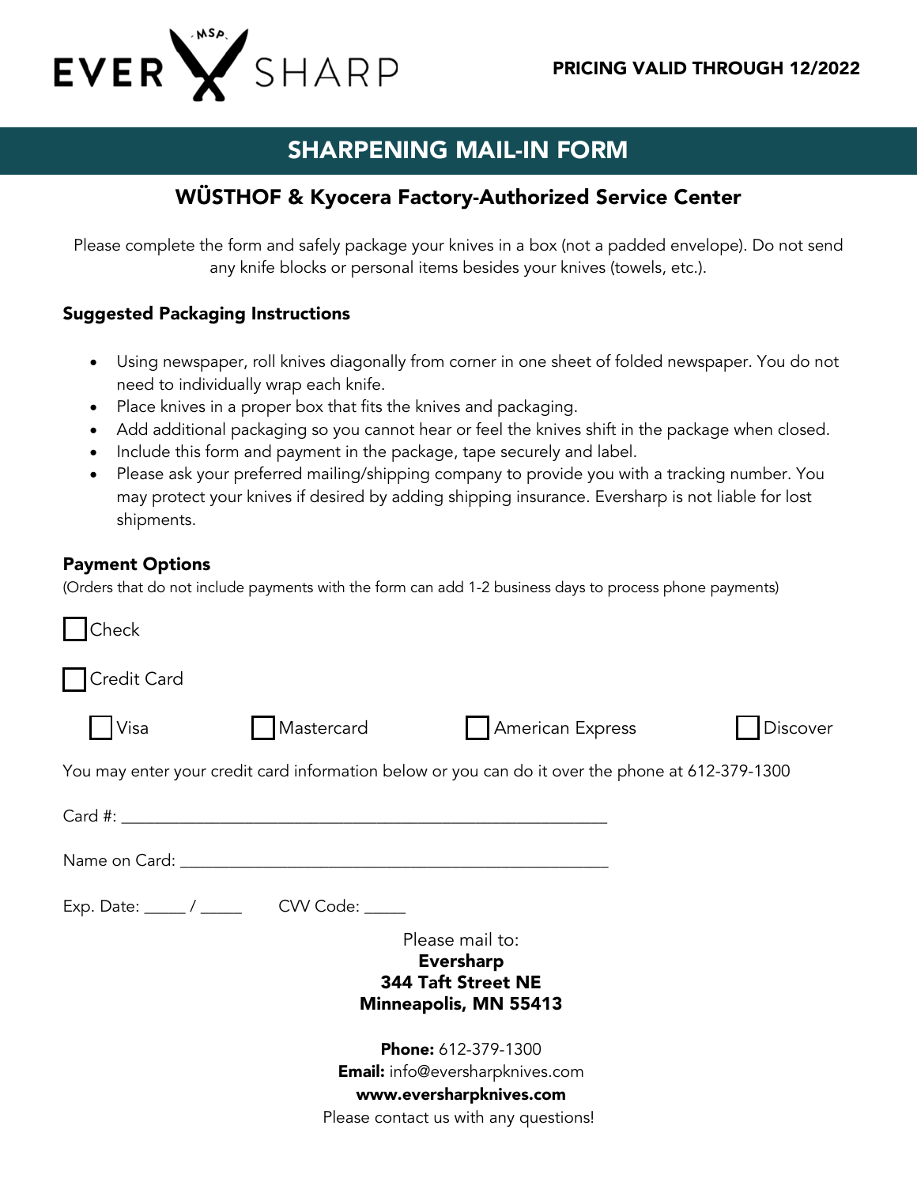EVER SHARP

**PRICING VALID THROUGH 12/2022**

# SHARPENING MAIL-IN FORM

## WÜSTHOF & Kyocera Factory-Authorized Service Center

Please complete the form and safely package your knives in a box (not a padded envelope). Do not send any knife blocks or personal items besides your knives (towels, etc.).

### Suggested Packaging Instructions

- Using newspaper, roll knives diagonally from corner in one sheet of folded newspaper. You do not need to individually wrap each knife.
- Place knives in a proper box that fits the knives and packaging.
- Add additional packaging so you cannot hear or feel the knives shift in the package when closed.
- Include this form and payment in the package, tape securely and label.
- Please ask your preferred mailing/shipping company to provide you with a tracking number. You may protect your knives if desired by adding shipping insurance. Eversharp is not liable for lost shipments.

### Payment Options

(Orders that do not include payments with the form can add 1-2 business days to process phone payments)

☐ Check

☐ Credit Card

☐ Visa ☐ Mastercard ☐ American Express ☐ Discover

You may enter your credit card information below or you can do it over the phone at 612-379-1300

Card #: ______________________________________________

Name on Card: ________________________________________

Exp. Date: _____ / _____ CVV Code: _____

Please mail to:
**Eversharp**
**344 Taft Street NE**
**Minneapolis, MN 55413**

**Phone:** 612-379-1300
**Email:** info@eversharpknives.com
**www.eversharpknives.com**
Please contact us with any questions!